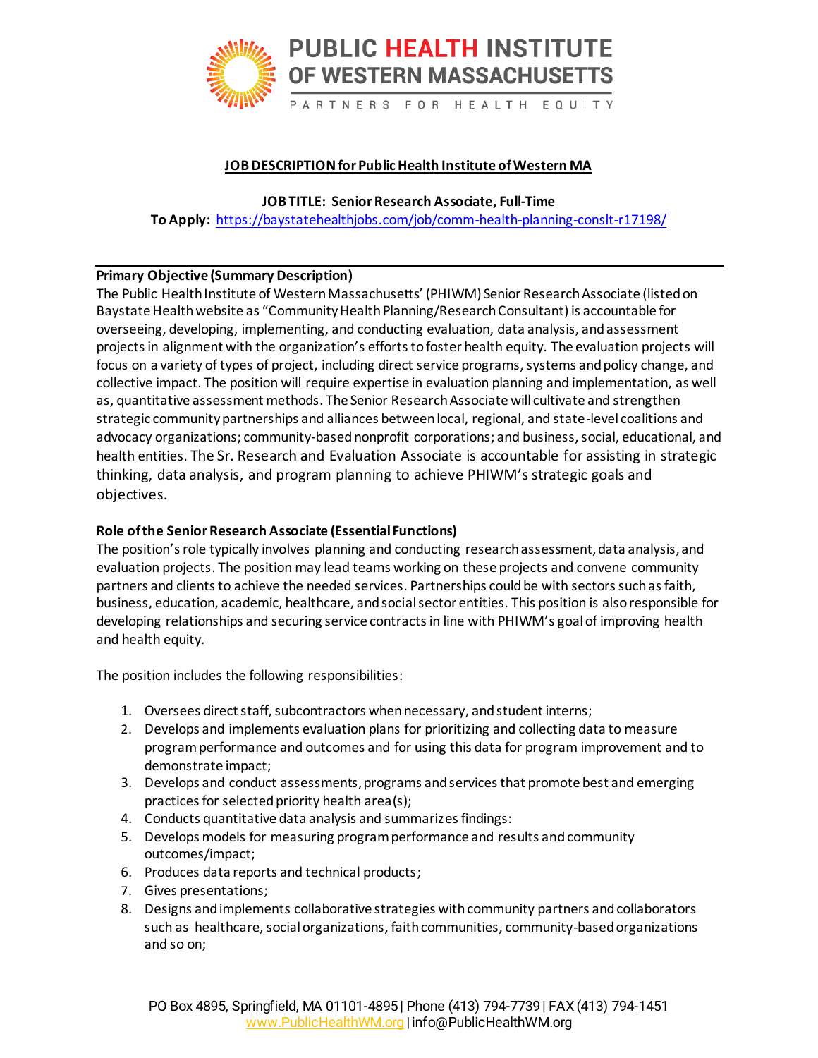# PUBLIC HEALTH INSTITUTE OF WESTERN MASSACHUSETTS

PARTNERS FOR HEALTH EQUITY

## JOB DESCRIPTION for Public Health Institute of Western MA

**JOB TITLE: Senior Research Associate, Full-Time**

**To Apply:** https://baystatehealthjobs.com/job/comm-health-planning-conslt-r17198/

---

### Primary Objective (Summary Description)

The Public Health Institute of Western Massachusetts' (PHIWM) Senior Research Associate (listed on Baystate Health website as "Community Health Planning/Research Consultant) is accountable for overseeing, developing, implementing, and conducting evaluation, data analysis, and assessment projects in alignment with the organization's efforts to foster health equity. The evaluation projects will focus on a variety of types of project, including direct service programs, systems and policy change, and collective impact. The position will require expertise in evaluation planning and implementation, as well as, quantitative assessment methods. The Senior Research Associate will cultivate and strengthen strategic community partnerships and alliances between local, regional, and state-level coalitions and advocacy organizations; community-based nonprofit corporations; and business, social, educational, and health entities. The Sr. Research and Evaluation Associate is accountable for assisting in strategic thinking, data analysis, and program planning to achieve PHIWM's strategic goals and objectives.

### Role of the Senior Research Associate (Essential Functions)

The position's role typically involves planning and conducting research assessment, data analysis, and evaluation projects. The position may lead teams working on these projects and convene community partners and clients to achieve the needed services. Partnerships could be with sectors such as faith, business, education, academic, healthcare, and social sector entities. This position is also responsible for developing relationships and securing service contracts in line with PHIWM's goal of improving health and health equity.

The position includes the following responsibilities:

1. Oversees direct staff, subcontractors when necessary, and student interns;
2. Develops and implements evaluation plans for prioritizing and collecting data to measure program performance and outcomes and for using this data for program improvement and to demonstrate impact;
3. Develops and conduct assessments, programs and services that promote best and emerging practices for selected priority health area(s);
4. Conducts quantitative data analysis and summarizes findings:
5. Develops models for measuring program performance and results and community outcomes/impact;
6. Produces data reports and technical products;
7. Gives presentations;
8. Designs and implements collaborative strategies with community partners and collaborators such as healthcare, social organizations, faith communities, community-based organizations and so on;

PO Box 4895, Springfield, MA 01101-4895 | Phone (413) 794-7739 | FAX (413) 794-1451
www.PublicHealthWM.org | info@PublicHealthWM.org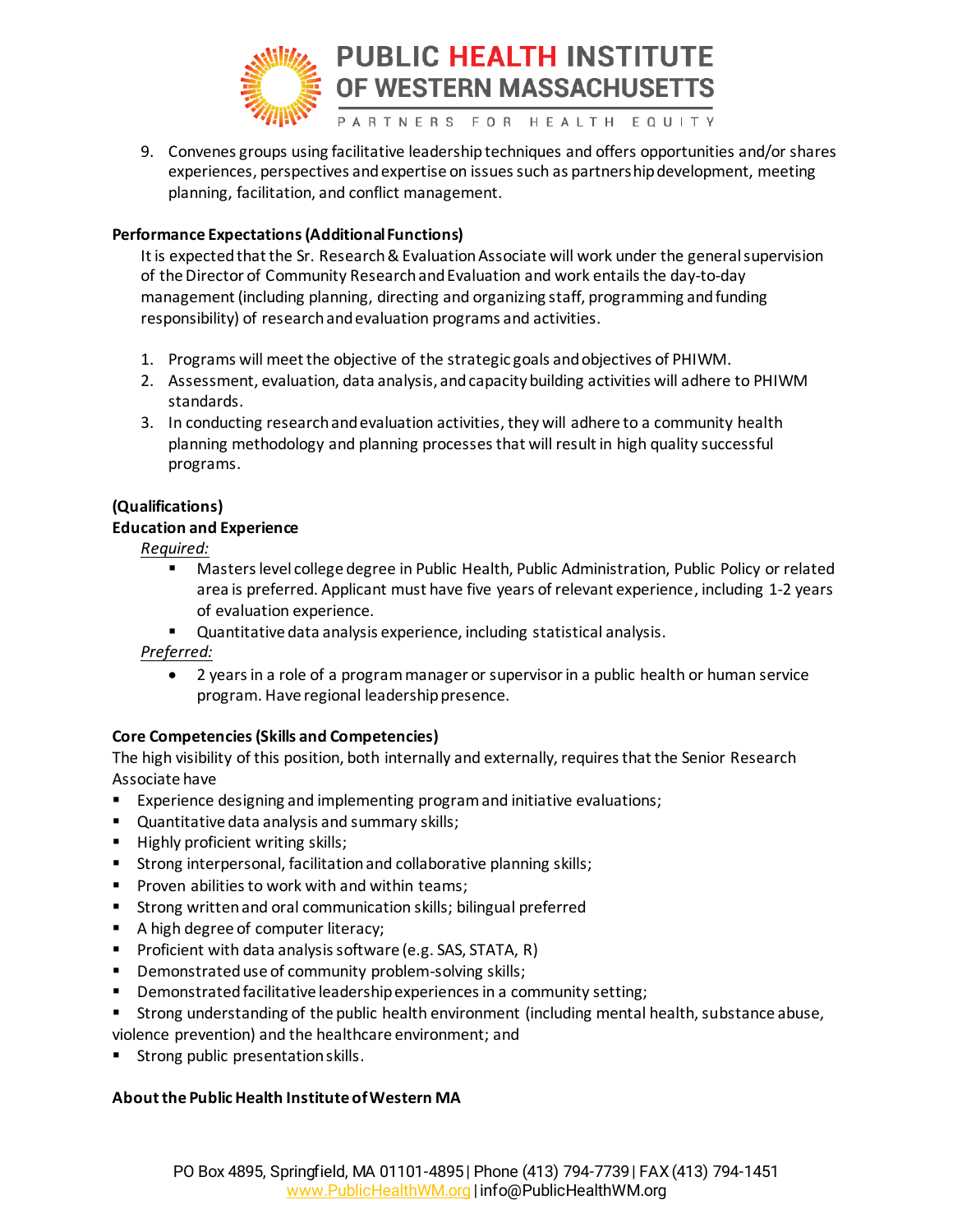9. Convenes groups using facilitative leadership techniques and offers opportunities and/or shares experiences, perspectives and expertise on issues such as partnership development, meeting planning, facilitation, and conflict management.

**Performance Expectations (Additional Functions)**

It is expected that the Sr. Research & Evaluation Associate will work under the general supervision of the Director of Community Research and Evaluation and work entails the day-to-day management (including planning, directing and organizing staff, programming and funding responsibility) of research and evaluation programs and activities.

1. Programs will meet the objective of the strategic goals and objectives of PHIWM.
2. Assessment, evaluation, data analysis, and capacity building activities will adhere to PHIWM standards.
3. In conducting research and evaluation activities, they will adhere to a community health planning methodology and planning processes that will result in high quality successful programs.

**(Qualifications)**

**Education and Experience**

*Required:*

- Masters level college degree in Public Health, Public Administration, Public Policy or related area is preferred. Applicant must have five years of relevant experience, including 1-2 years of evaluation experience.
- Quantitative data analysis experience, including statistical analysis.

*Preferred:*

- 2 years in a role of a program manager or supervisor in a public health or human service program. Have regional leadership presence.

**Core Competencies (Skills and Competencies)**

The high visibility of this position, both internally and externally, requires that the Senior Research Associate have

- Experience designing and implementing program and initiative evaluations;
- Quantitative data analysis and summary skills;
- Highly proficient writing skills;
- Strong interpersonal, facilitation and collaborative planning skills;
- Proven abilities to work with and within teams;
- Strong written and oral communication skills; bilingual preferred
- A high degree of computer literacy;
- Proficient with data analysis software (e.g. SAS, STATA, R)
- Demonstrated use of community problem-solving skills;
- Demonstrated facilitative leadership experiences in a community setting;
- Strong understanding of the public health environment (including mental health, substance abuse, violence prevention) and the healthcare environment; and
- Strong public presentation skills.

**About the Public Health Institute of Western MA**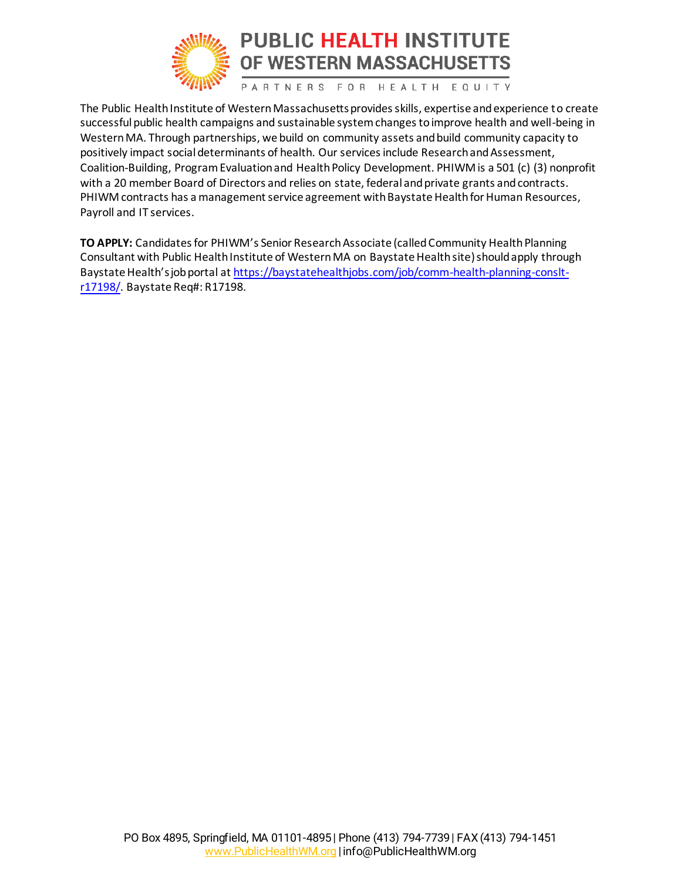The Public Health Institute of Western Massachusetts provides skills, expertise and experience to create successful public health campaigns and sustainable system changes to improve health and well-being in Western MA. Through partnerships, we build on community assets and build community capacity to positively impact social determinants of health. Our services include Research and Assessment, Coalition-Building, Program Evaluation and Health Policy Development. PHIWM is a 501 (c) (3) nonprofit with a 20 member Board of Directors and relies on state, federal and private grants and contracts. PHIWM contracts has a management service agreement with Baystate Health for Human Resources, Payroll and IT services.

**TO APPLY:** Candidates for PHIWM's Senior Research Associate (called Community Health Planning Consultant with Public Health Institute of Western MA on Baystate Health site) should apply through Baystate Health's job portal at [https://baystatehealthjobs.com/job/comm-health-planning-conslt-r17198/](https://baystatehealthjobs.com/job/comm-health-planning-conslt-r17198/). Baystate Req#: R17198.

PO Box 4895, Springfield, MA 01101-4895 | Phone (413) 794-7739 | FAX (413) 794-1451
www.PublicHealthWM.org | info@PublicHealthWM.org